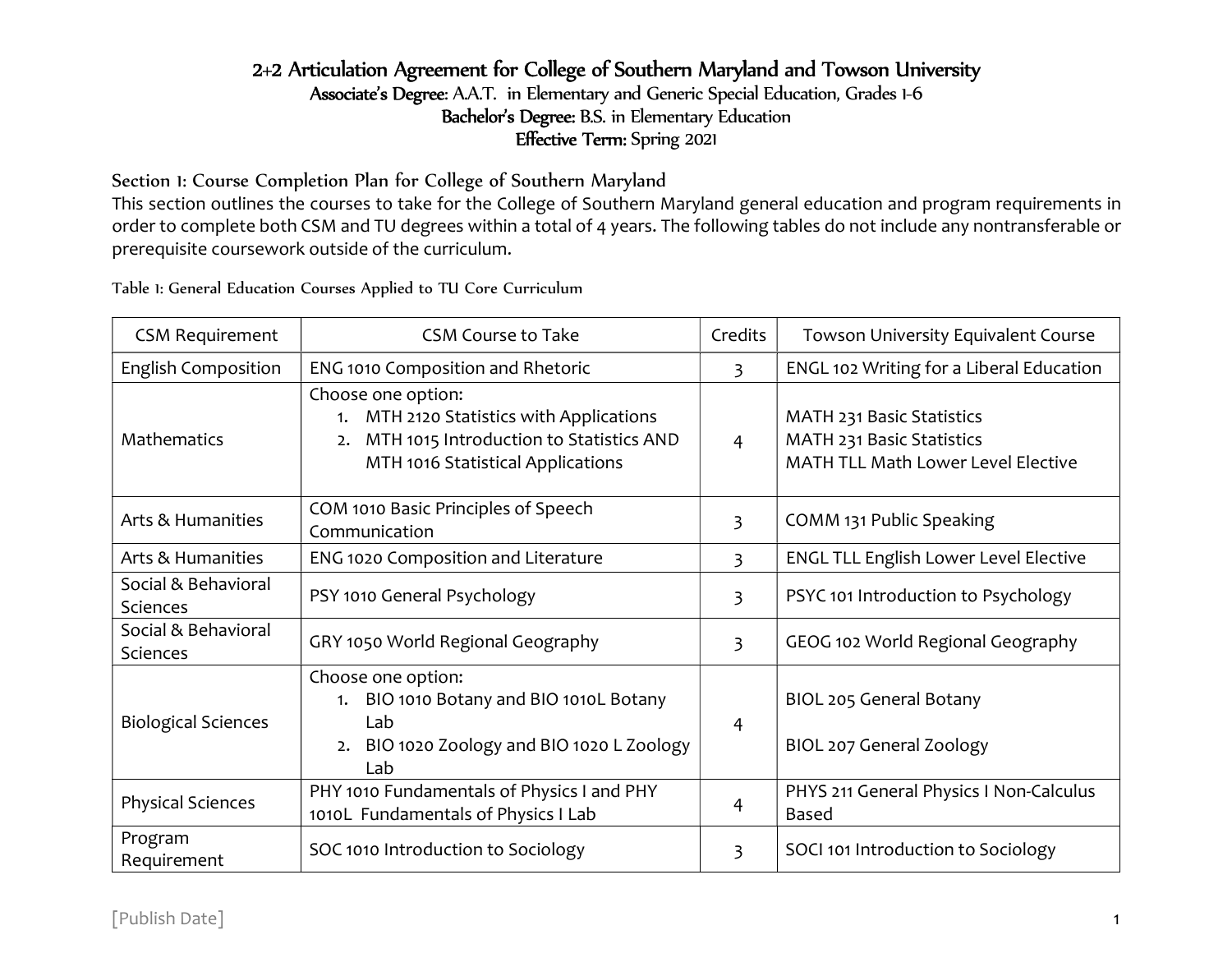# 2+2 Articulation Agreement for College of Southern Maryland and Towson University

**Associate's Degree:** A.A.T. in Elementary and Generic Special Education, Grades 1-6
**Bachelor's Degree:** B.S. in Elementary Education
**Effective Term:** Spring 2021

## Section 1: Course Completion Plan for College of Southern Maryland

This section outlines the courses to take for the College of Southern Maryland general education and program requirements in order to complete both CSM and TU degrees within a total of 4 years. The following tables do not include any nontransferable or prerequisite coursework outside of the curriculum.

Table 1: General Education Courses Applied to TU Core Curriculum

| CSM Requirement | CSM Course to Take | Credits | Towson University Equivalent Course |
|---|---|---|---|
| English Composition | ENG 1010 Composition and Rhetoric | 3 | ENGL 102 Writing for a Liberal Education |
| Mathematics | Choose one option:<br>1. MTH 2120 Statistics with Applications<br>2. MTH 1015 Introduction to Statistics AND MTH 1016 Statistical Applications | 4 | MATH 231 Basic Statistics<br>MATH 231 Basic Statistics<br>MATH TLL Math Lower Level Elective |
| Arts & Humanities | COM 1010 Basic Principles of Speech Communication | 3 | COMM 131 Public Speaking |
| Arts & Humanities | ENG 1020 Composition and Literature | 3 | ENGL TLL English Lower Level Elective |
| Social & Behavioral Sciences | PSY 1010 General Psychology | 3 | PSYC 101 Introduction to Psychology |
| Social & Behavioral Sciences | GRY 1050 World Regional Geography | 3 | GEOG 102 World Regional Geography |
| Biological Sciences | Choose one option:<br>1. BIO 1010 Botany and BIO 1010L Botany Lab<br>2. BIO 1020 Zoology and BIO 1020 L Zoology Lab | 4 | BIOL 205 General Botany<br><br>BIOL 207 General Zoology |
| Physical Sciences | PHY 1010 Fundamentals of Physics I and PHY 1010L Fundamentals of Physics I Lab | 4 | PHYS 211 General Physics I Non-Calculus Based |
| Program Requirement | SOC 1010 Introduction to Sociology | 3 | SOCI 101 Introduction to Sociology |

[Publish Date]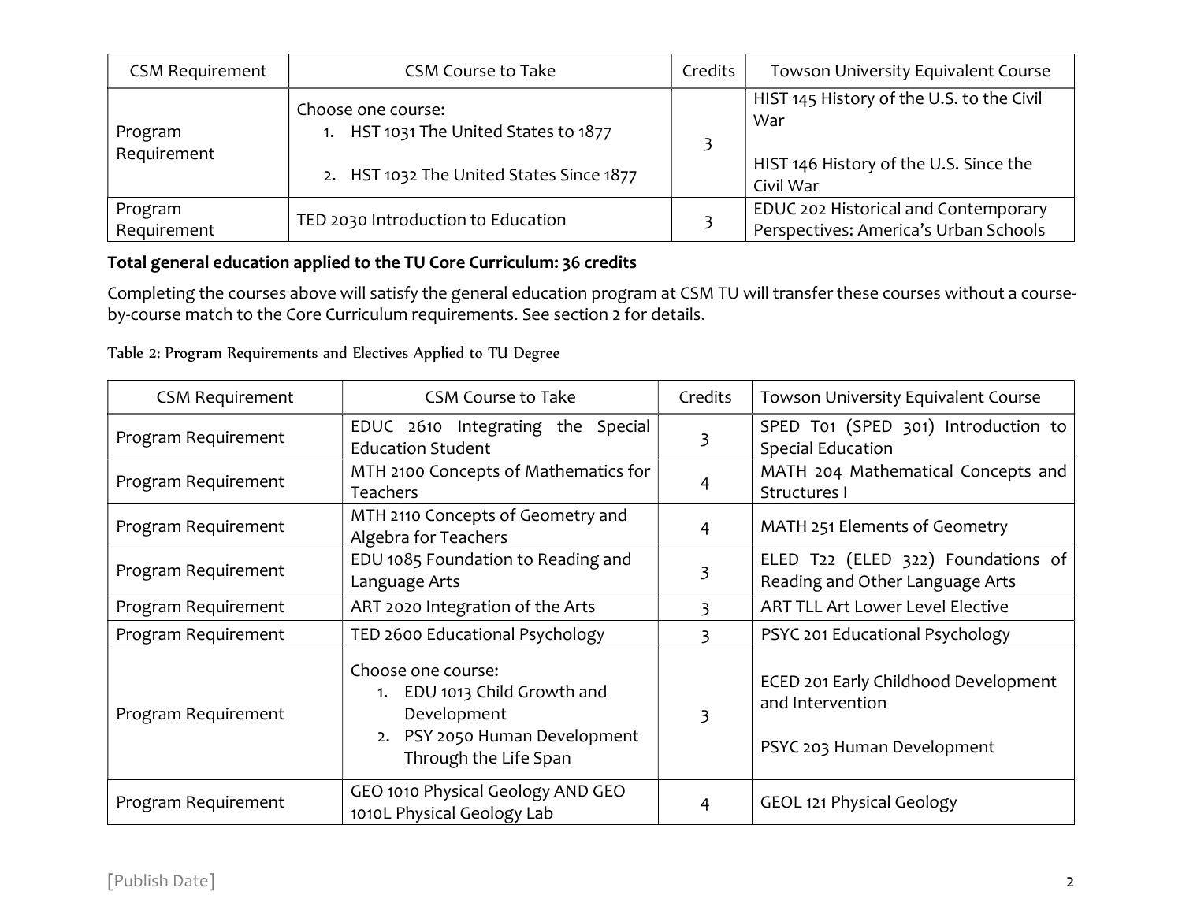| CSM Requirement | CSM Course to Take | Credits | Towson University Equivalent Course |
| --- | --- | --- | --- |
| Program Requirement | Choose one course:<br>1. HST 1031 The United States to 1877<br>2. HST 1032 The United States Since 1877 | 3 | HIST 145 History of the U.S. to the Civil War<br><br>HIST 146 History of the U.S. Since the Civil War |
| Program Requirement | TED 2030 Introduction to Education | 3 | EDUC 202 Historical and Contemporary Perspectives: America's Urban Schools |

**Total general education applied to the TU Core Curriculum: 36 credits**

Completing the courses above will satisfy the general education program at CSM TU will transfer these courses without a course-by-course match to the Core Curriculum requirements. See section 2 for details.

Table 2: Program Requirements and Electives Applied to TU Degree

| CSM Requirement | CSM Course to Take | Credits | Towson University Equivalent Course |
| --- | --- | --- | --- |
| Program Requirement | EDUC 2610 Integrating the Special Education Student | 3 | SPED T01 (SPED 301) Introduction to Special Education |
| Program Requirement | MTH 2100 Concepts of Mathematics for Teachers | 4 | MATH 204 Mathematical Concepts and Structures I |
| Program Requirement | MTH 2110 Concepts of Geometry and Algebra for Teachers | 4 | MATH 251 Elements of Geometry |
| Program Requirement | EDU 1085 Foundation to Reading and Language Arts | 3 | ELED T22 (ELED 322) Foundations of Reading and Other Language Arts |
| Program Requirement | ART 2020 Integration of the Arts | 3 | ART TLL Art Lower Level Elective |
| Program Requirement | TED 2600 Educational Psychology | 3 | PSYC 201 Educational Psychology |
| Program Requirement | Choose one course:<br>1. EDU 1013 Child Growth and Development<br>2. PSY 2050 Human Development Through the Life Span | 3 | ECED 201 Early Childhood Development and Intervention<br><br>PSYC 203 Human Development |
| Program Requirement | GEO 1010 Physical Geology AND GEO 1010L Physical Geology Lab | 4 | GEOL 121 Physical Geology |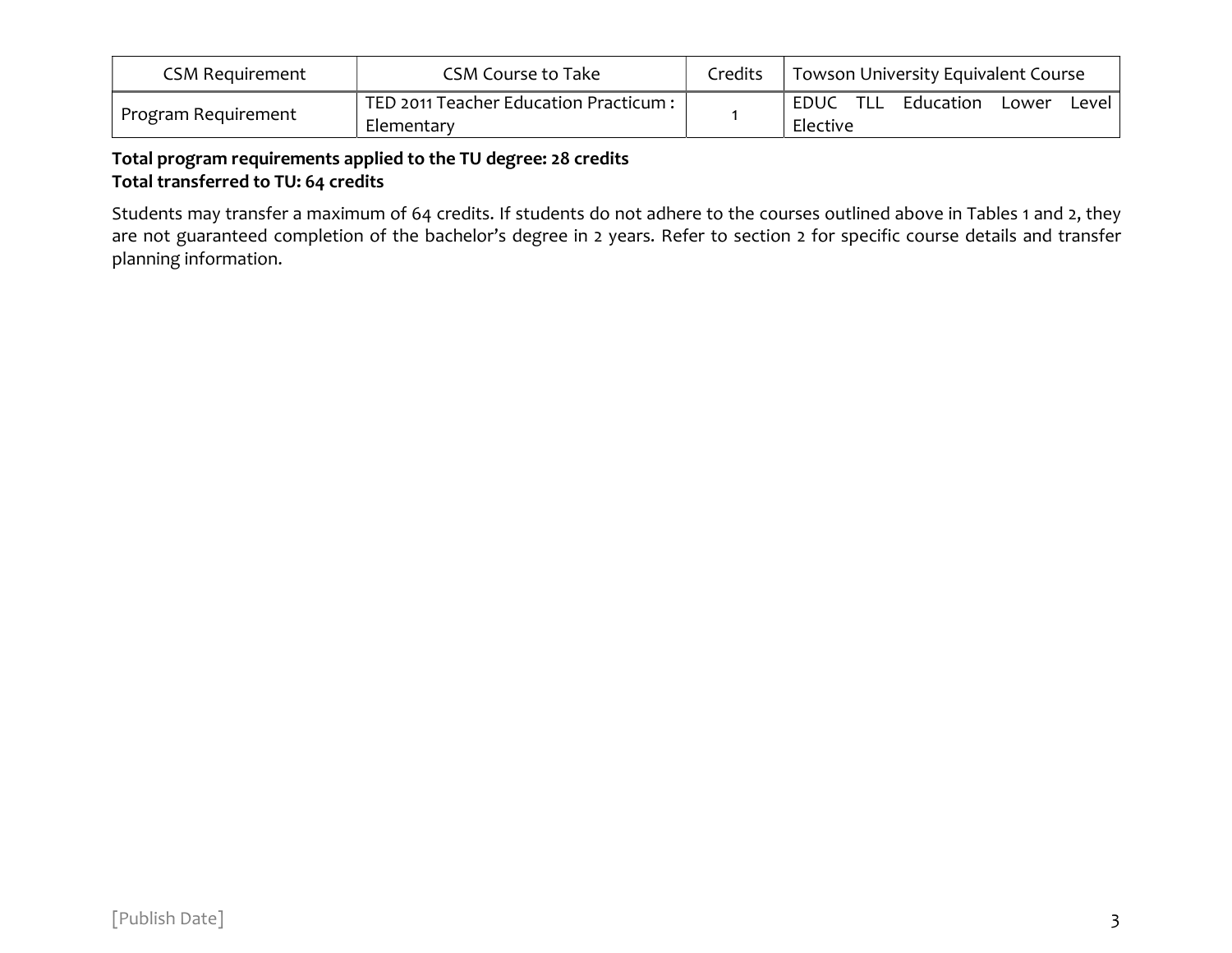| CSM Requirement | CSM Course to Take | Credits | Towson University Equivalent Course |
|---|---|---|---|
| Program Requirement | TED 2011 Teacher Education Practicum : Elementary | 1 | EDUC TLL Education Lower Level Elective |

**Total program requirements applied to the TU degree: 28 credits**
**Total transferred to TU: 64 credits**

Students may transfer a maximum of 64 credits. If students do not adhere to the courses outlined above in Tables 1 and 2, they are not guaranteed completion of the bachelor's degree in 2 years. Refer to section 2 for specific course details and transfer planning information.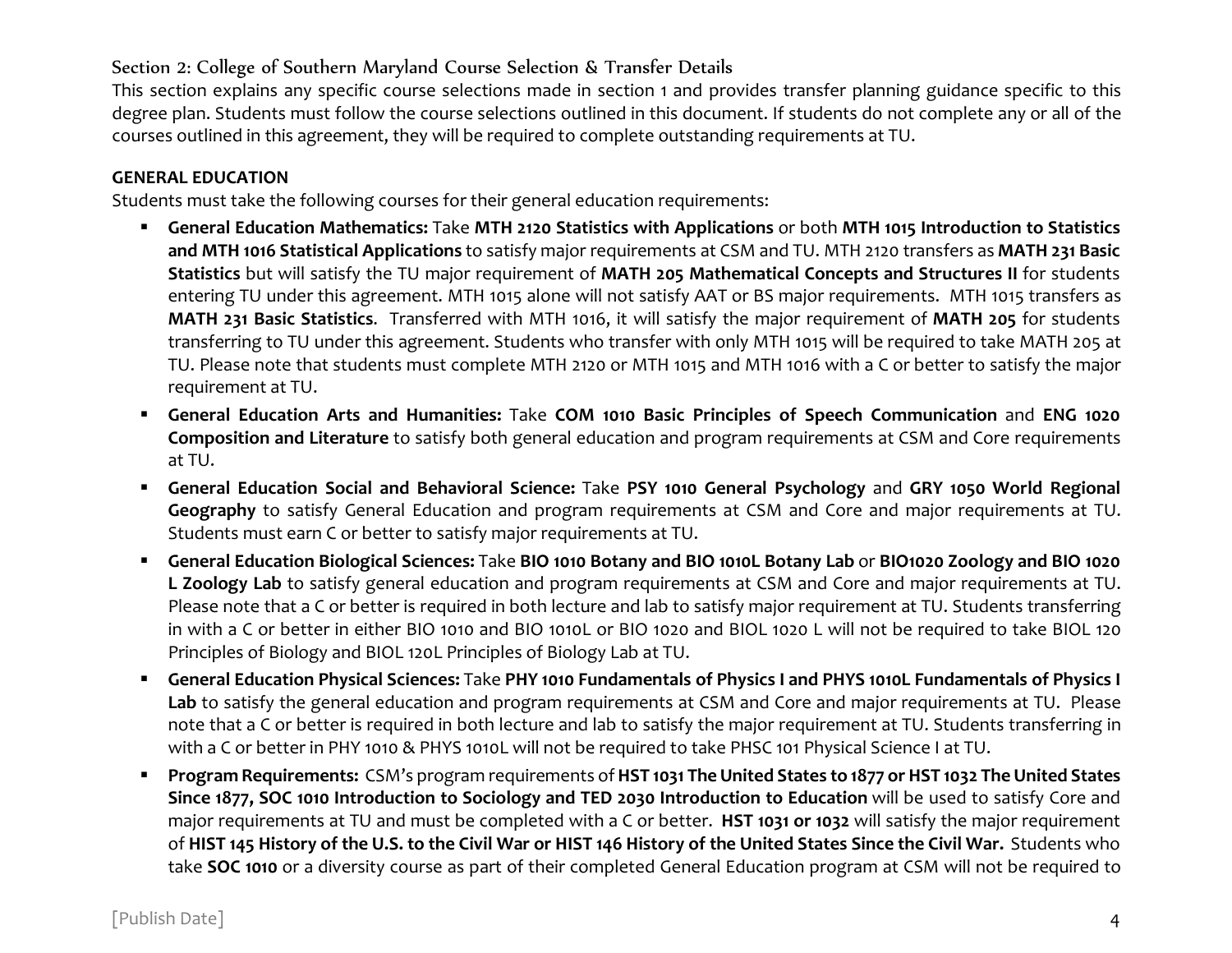## Section 2: College of Southern Maryland Course Selection & Transfer Details

This section explains any specific course selections made in section 1 and provides transfer planning guidance specific to this degree plan. Students must follow the course selections outlined in this document. If students do not complete any or all of the courses outlined in this agreement, they will be required to complete outstanding requirements at TU.

**GENERAL EDUCATION**

Students must take the following courses for their general education requirements:

- **General Education Mathematics:** Take **MTH 2120 Statistics with Applications** or both **MTH 1015 Introduction to Statistics and MTH 1016 Statistical Applications** to satisfy major requirements at CSM and TU. MTH 2120 transfers as **MATH 231 Basic Statistics** but will satisfy the TU major requirement of **MATH 205 Mathematical Concepts and Structures II** for students entering TU under this agreement. MTH 1015 alone will not satisfy AAT or BS major requirements. MTH 1015 transfers as **MATH 231 Basic Statistics**. Transferred with MTH 1016, it will satisfy the major requirement of **MATH 205** for students transferring to TU under this agreement. Students who transfer with only MTH 1015 will be required to take MATH 205 at TU. Please note that students must complete MTH 2120 or MTH 1015 and MTH 1016 with a C or better to satisfy the major requirement at TU.
- **General Education Arts and Humanities:** Take **COM 1010 Basic Principles of Speech Communication** and **ENG 1020 Composition and Literature** to satisfy both general education and program requirements at CSM and Core requirements at TU.
- **General Education Social and Behavioral Science:** Take **PSY 1010 General Psychology** and **GRY 1050 World Regional Geography** to satisfy General Education and program requirements at CSM and Core and major requirements at TU. Students must earn C or better to satisfy major requirements at TU.
- **General Education Biological Sciences:** Take **BIO 1010 Botany and BIO 1010L Botany Lab** or **BIO1020 Zoology and BIO 1020 L Zoology Lab** to satisfy general education and program requirements at CSM and Core and major requirements at TU. Please note that a C or better is required in both lecture and lab to satisfy major requirement at TU. Students transferring in with a C or better in either BIO 1010 and BIO 1010L or BIO 1020 and BIOL 1020 L will not be required to take BIOL 120 Principles of Biology and BIOL 120L Principles of Biology Lab at TU.
- **General Education Physical Sciences:** Take **PHY 1010 Fundamentals of Physics I and PHYS 1010L Fundamentals of Physics I Lab** to satisfy the general education and program requirements at CSM and Core and major requirements at TU. Please note that a C or better is required in both lecture and lab to satisfy the major requirement at TU. Students transferring in with a C or better in PHY 1010 & PHYS 1010L will not be required to take PHSC 101 Physical Science I at TU.
- **Program Requirements:** CSM's program requirements of **HST 1031 The United States to 1877 or HST 1032 The United States Since 1877, SOC 1010 Introduction to Sociology and TED 2030 Introduction to Education** will be used to satisfy Core and major requirements at TU and must be completed with a C or better. **HST 1031 or 1032** will satisfy the major requirement of **HIST 145 History of the U.S. to the Civil War or HIST 146 History of the United States Since the Civil War.** Students who take **SOC 1010** or a diversity course as part of their completed General Education program at CSM will not be required to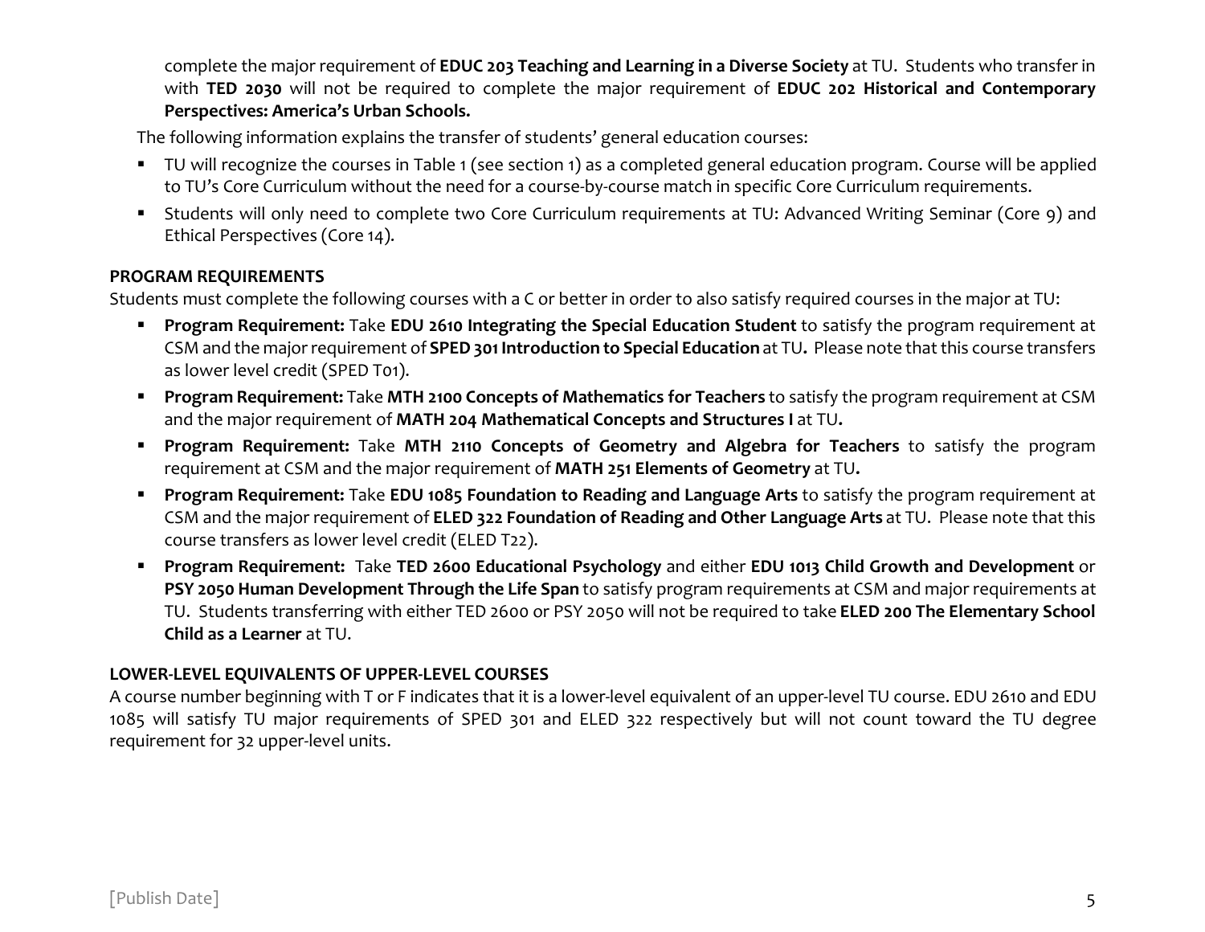complete the major requirement of **EDUC 203 Teaching and Learning in a Diverse Society** at TU. Students who transfer in with **TED 2030** will not be required to complete the major requirement of **EDUC 202 Historical and Contemporary Perspectives: America's Urban Schools.**

The following information explains the transfer of students' general education courses:

- TU will recognize the courses in Table 1 (see section 1) as a completed general education program. Course will be applied to TU's Core Curriculum without the need for a course-by-course match in specific Core Curriculum requirements.
- Students will only need to complete two Core Curriculum requirements at TU: Advanced Writing Seminar (Core 9) and Ethical Perspectives (Core 14).

**PROGRAM REQUIREMENTS**

Students must complete the following courses with a C or better in order to also satisfy required courses in the major at TU:

- **Program Requirement:** Take **EDU 2610 Integrating the Special Education Student** to satisfy the program requirement at CSM and the major requirement of **SPED 301 Introduction to Special Education** at TU**.** Please note that this course transfers as lower level credit (SPED T01).
- **Program Requirement:** Take **MTH 2100 Concepts of Mathematics for Teachers** to satisfy the program requirement at CSM and the major requirement of **MATH 204 Mathematical Concepts and Structures I** at TU**.**
- **Program Requirement:** Take **MTH 2110 Concepts of Geometry and Algebra for Teachers** to satisfy the program requirement at CSM and the major requirement of **MATH 251 Elements of Geometry** at TU**.**
- **Program Requirement:** Take **EDU 1085 Foundation to Reading and Language Arts** to satisfy the program requirement at CSM and the major requirement of **ELED 322 Foundation of Reading and Other Language Arts** at TU. Please note that this course transfers as lower level credit (ELED T22).
- **Program Requirement:** Take **TED 2600 Educational Psychology** and either **EDU 1013 Child Growth and Development** or **PSY 2050 Human Development Through the Life Span** to satisfy program requirements at CSM and major requirements at TU. Students transferring with either TED 2600 or PSY 2050 will not be required to take **ELED 200 The Elementary School Child as a Learner** at TU.

**LOWER-LEVEL EQUIVALENTS OF UPPER-LEVEL COURSES**

A course number beginning with T or F indicates that it is a lower-level equivalent of an upper-level TU course. EDU 2610 and EDU 1085 will satisfy TU major requirements of SPED 301 and ELED 322 respectively but will not count toward the TU degree requirement for 32 upper-level units.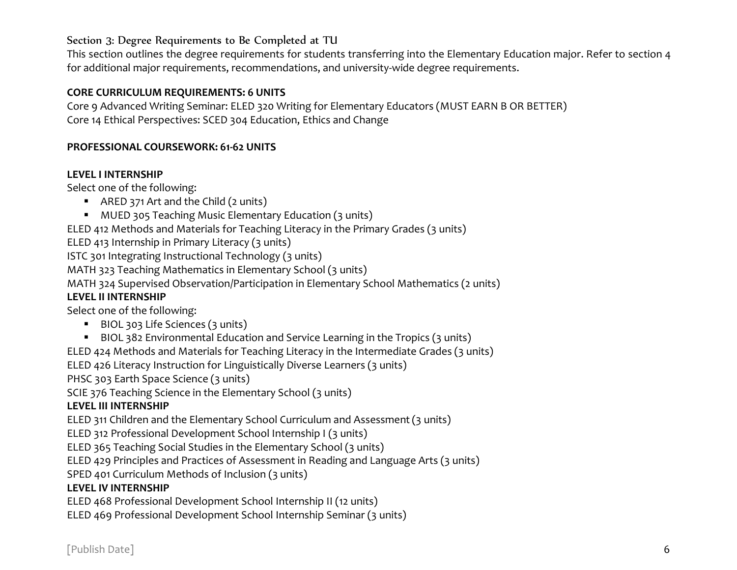## Section 3: Degree Requirements to Be Completed at TU

This section outlines the degree requirements for students transferring into the Elementary Education major. Refer to section 4 for additional major requirements, recommendations, and university-wide degree requirements.

**CORE CURRICULUM REQUIREMENTS: 6 UNITS**

Core 9 Advanced Writing Seminar: ELED 320 Writing for Elementary Educators (MUST EARN B OR BETTER)
Core 14 Ethical Perspectives: SCED 304 Education, Ethics and Change

**PROFESSIONAL COURSEWORK: 61-62 UNITS**

**LEVEL I INTERNSHIP**

Select one of the following:

- ARED 371 Art and the Child (2 units)
- MUED 305 Teaching Music Elementary Education (3 units)

ELED 412 Methods and Materials for Teaching Literacy in the Primary Grades (3 units)
ELED 413 Internship in Primary Literacy (3 units)
ISTC 301 Integrating Instructional Technology (3 units)
MATH 323 Teaching Mathematics in Elementary School (3 units)
MATH 324 Supervised Observation/Participation in Elementary School Mathematics (2 units)

**LEVEL II INTERNSHIP**

Select one of the following:

- BIOL 303 Life Sciences (3 units)
- BIOL 382 Environmental Education and Service Learning in the Tropics (3 units)

ELED 424 Methods and Materials for Teaching Literacy in the Intermediate Grades (3 units)
ELED 426 Literacy Instruction for Linguistically Diverse Learners (3 units)
PHSC 303 Earth Space Science (3 units)
SCIE 376 Teaching Science in the Elementary School (3 units)

**LEVEL III INTERNSHIP**

ELED 311 Children and the Elementary School Curriculum and Assessment (3 units)
ELED 312 Professional Development School Internship I (3 units)
ELED 365 Teaching Social Studies in the Elementary School (3 units)
ELED 429 Principles and Practices of Assessment in Reading and Language Arts (3 units)
SPED 401 Curriculum Methods of Inclusion (3 units)

**LEVEL IV INTERNSHIP**

ELED 468 Professional Development School Internship II (12 units)
ELED 469 Professional Development School Internship Seminar (3 units)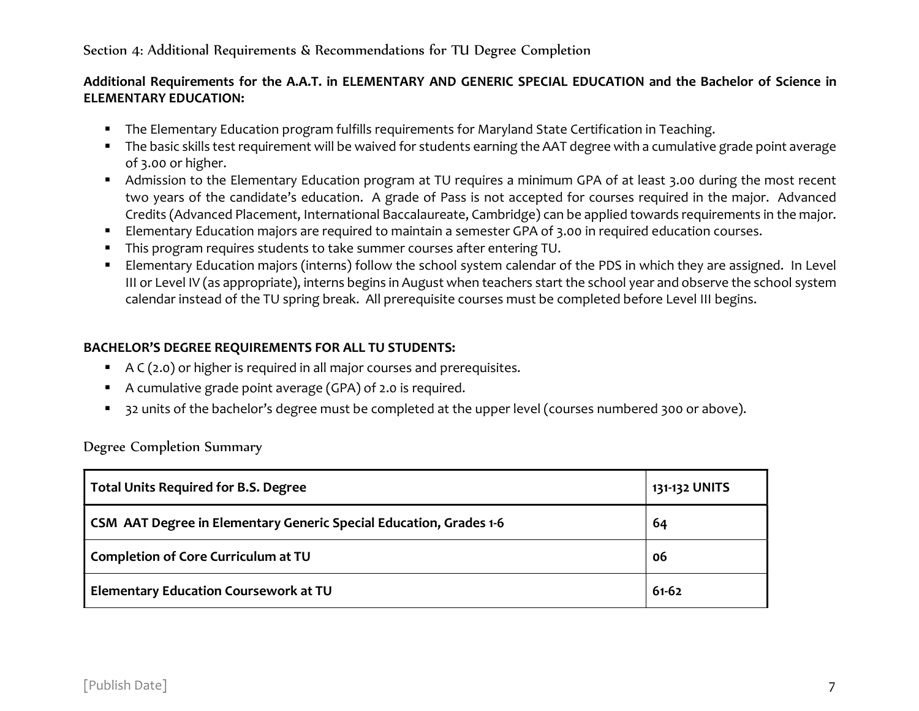## Section 4: Additional Requirements & Recommendations for TU Degree Completion

**Additional Requirements for the A.A.T. in ELEMENTARY AND GENERIC SPECIAL EDUCATION and the Bachelor of Science in ELEMENTARY EDUCATION:**

- The Elementary Education program fulfills requirements for Maryland State Certification in Teaching.
- The basic skills test requirement will be waived for students earning the AAT degree with a cumulative grade point average of 3.00 or higher.
- Admission to the Elementary Education program at TU requires a minimum GPA of at least 3.00 during the most recent two years of the candidate's education. A grade of Pass is not accepted for courses required in the major. Advanced Credits (Advanced Placement, International Baccalaureate, Cambridge) can be applied towards requirements in the major.
- Elementary Education majors are required to maintain a semester GPA of 3.00 in required education courses.
- This program requires students to take summer courses after entering TU.
- Elementary Education majors (interns) follow the school system calendar of the PDS in which they are assigned. In Level III or Level IV (as appropriate), interns begins in August when teachers start the school year and observe the school system calendar instead of the TU spring break. All prerequisite courses must be completed before Level III begins.

**BACHELOR'S DEGREE REQUIREMENTS FOR ALL TU STUDENTS:**

- A C (2.0) or higher is required in all major courses and prerequisites.
- A cumulative grade point average (GPA) of 2.0 is required.
- 32 units of the bachelor's degree must be completed at the upper level (courses numbered 300 or above).

## Degree Completion Summary

| **Total Units Required for B.S. Degree** | **131-132 UNITS** |
|---|---|
| **CSM AAT Degree in Elementary Generic Special Education, Grades 1-6** | **64** |
| **Completion of Core Curriculum at TU** | **06** |
| **Elementary Education Coursework at TU** | **61-62** |